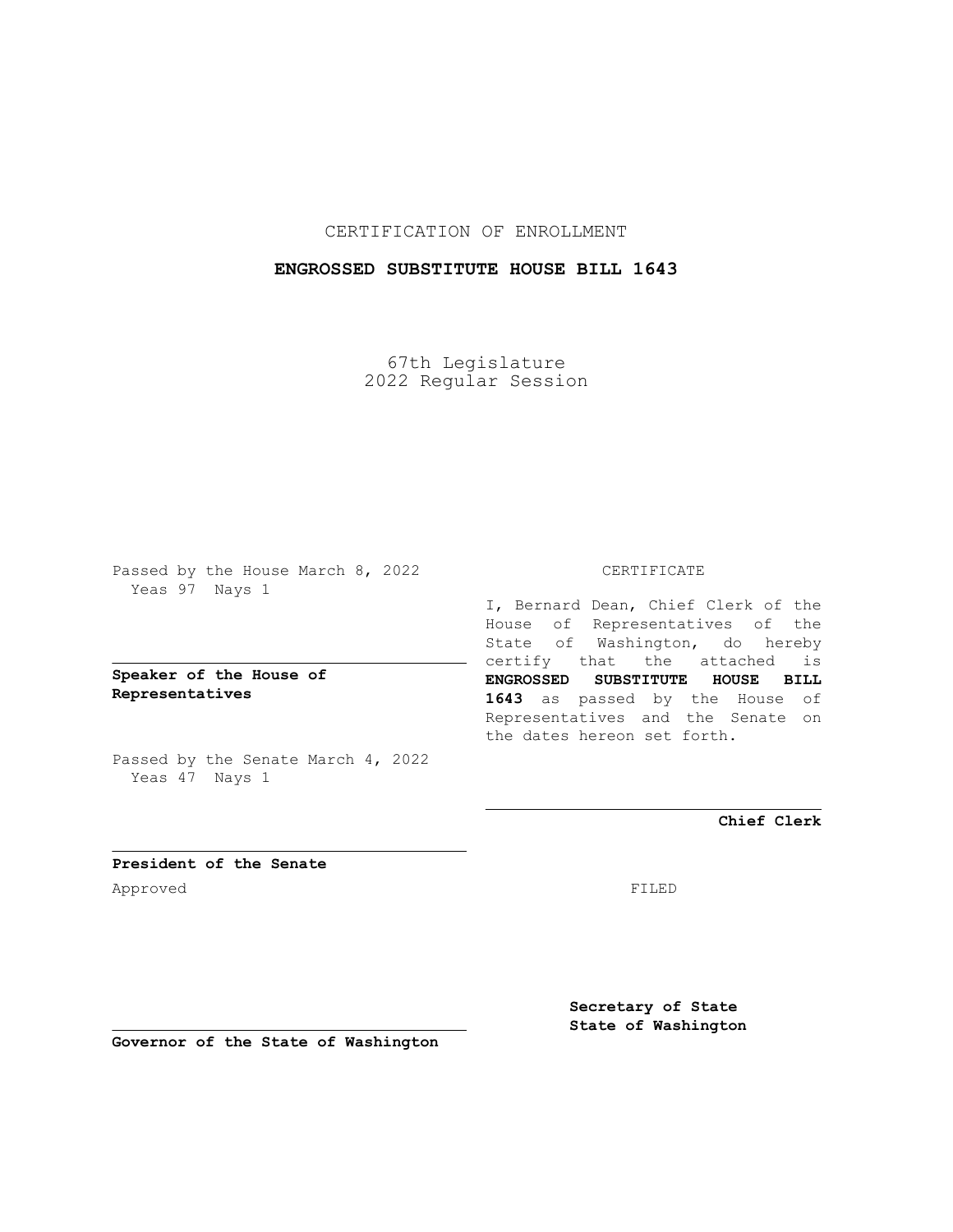CERTIFICATION OF ENROLLMENT

**ENGROSSED SUBSTITUTE HOUSE BILL 1643**

67th Legislature
2022 Regular Session

Passed by the House March 8, 2022
Yeas 97 Nays 1

**Speaker of the House of Representatives**

Passed by the Senate March 4, 2022
Yeas 47 Nays 1

**President of the Senate**

Approved

**Governor of the State of Washington**

CERTIFICATE

I, Bernard Dean, Chief Clerk of the House of Representatives of the State of Washington, do hereby certify that the attached is **ENGROSSED SUBSTITUTE HOUSE BILL 1643** as passed by the House of Representatives and the Senate on the dates hereon set forth.

**Chief Clerk**

FILED

**Secretary of State**
**State of Washington**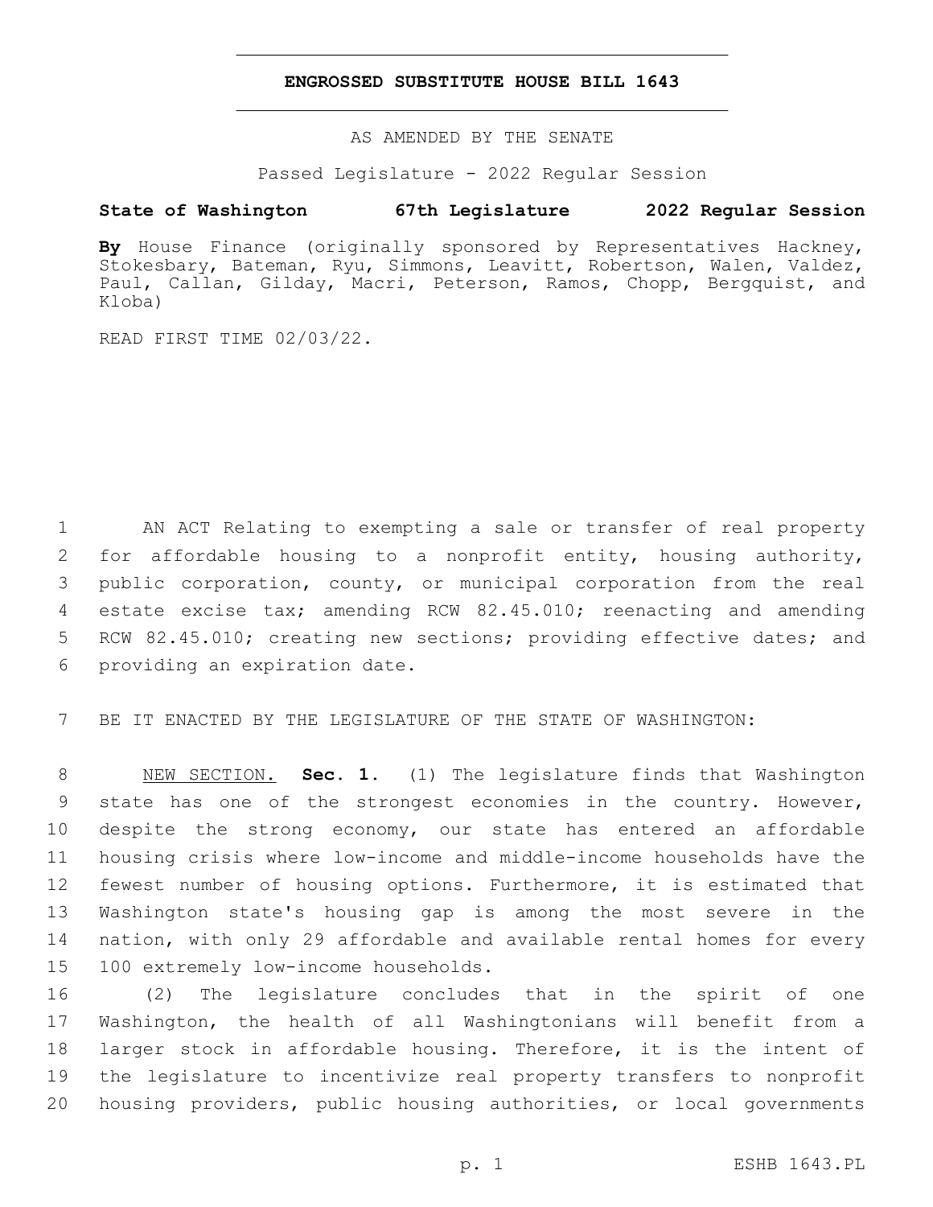# ENGROSSED SUBSTITUTE HOUSE BILL 1643

AS AMENDED BY THE SENATE

Passed Legislature - 2022 Regular Session

**State of Washington 67th Legislature 2022 Regular Session**

**By** House Finance (originally sponsored by Representatives Hackney, Stokesbary, Bateman, Ryu, Simmons, Leavitt, Robertson, Walen, Valdez, Paul, Callan, Gilday, Macri, Peterson, Ramos, Chopp, Bergquist, and Kloba)

READ FIRST TIME 02/03/22.

AN ACT Relating to exempting a sale or transfer of real property for affordable housing to a nonprofit entity, housing authority, public corporation, county, or municipal corporation from the real estate excise tax; amending RCW 82.45.010; reenacting and amending RCW 82.45.010; creating new sections; providing effective dates; and providing an expiration date.

BE IT ENACTED BY THE LEGISLATURE OF THE STATE OF WASHINGTON:

NEW SECTION. **Sec. 1.** (1) The legislature finds that Washington state has one of the strongest economies in the country. However, despite the strong economy, our state has entered an affordable housing crisis where low-income and middle-income households have the fewest number of housing options. Furthermore, it is estimated that Washington state's housing gap is among the most severe in the nation, with only 29 affordable and available rental homes for every 100 extremely low-income households.

(2) The legislature concludes that in the spirit of one Washington, the health of all Washingtonians will benefit from a larger stock in affordable housing. Therefore, it is the intent of the legislature to incentivize real property transfers to nonprofit housing providers, public housing authorities, or local governments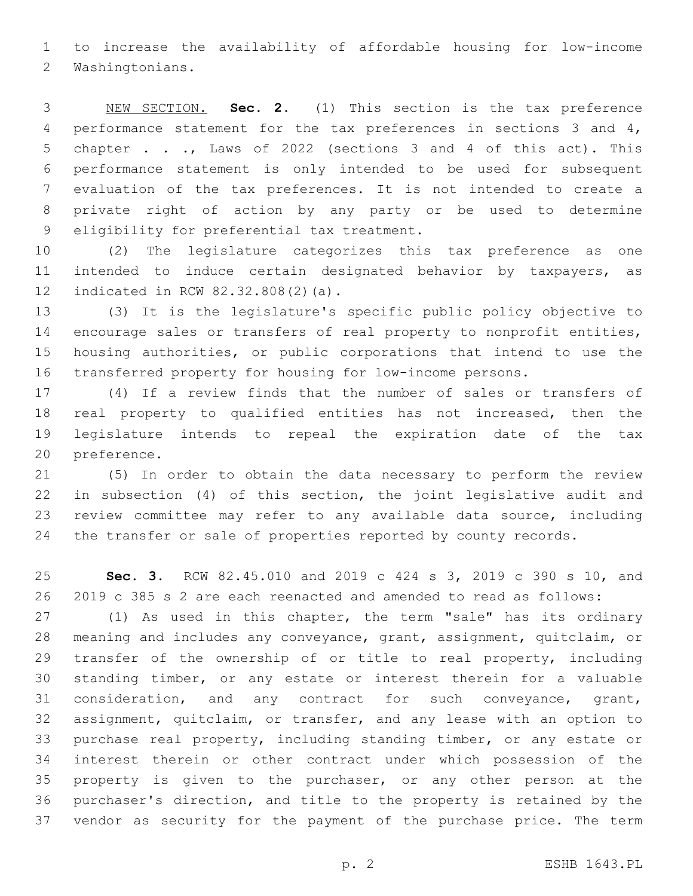to increase the availability of affordable housing for low-income Washingtonians.

NEW SECTION. **Sec. 2.** (1) This section is the tax preference performance statement for the tax preferences in sections 3 and 4, chapter . . ., Laws of 2022 (sections 3 and 4 of this act). This performance statement is only intended to be used for subsequent evaluation of the tax preferences. It is not intended to create a private right of action by any party or be used to determine eligibility for preferential tax treatment.

(2) The legislature categorizes this tax preference as one intended to induce certain designated behavior by taxpayers, as indicated in RCW 82.32.808(2)(a).

(3) It is the legislature's specific public policy objective to encourage sales or transfers of real property to nonprofit entities, housing authorities, or public corporations that intend to use the transferred property for housing for low-income persons.

(4) If a review finds that the number of sales or transfers of real property to qualified entities has not increased, then the legislature intends to repeal the expiration date of the tax preference.

(5) In order to obtain the data necessary to perform the review in subsection (4) of this section, the joint legislative audit and review committee may refer to any available data source, including the transfer or sale of properties reported by county records.

**Sec. 3.** RCW 82.45.010 and 2019 c 424 s 3, 2019 c 390 s 10, and 2019 c 385 s 2 are each reenacted and amended to read as follows:

(1) As used in this chapter, the term "sale" has its ordinary meaning and includes any conveyance, grant, assignment, quitclaim, or transfer of the ownership of or title to real property, including standing timber, or any estate or interest therein for a valuable consideration, and any contract for such conveyance, grant, assignment, quitclaim, or transfer, and any lease with an option to purchase real property, including standing timber, or any estate or interest therein or other contract under which possession of the property is given to the purchaser, or any other person at the purchaser's direction, and title to the property is retained by the vendor as security for the payment of the purchase price. The term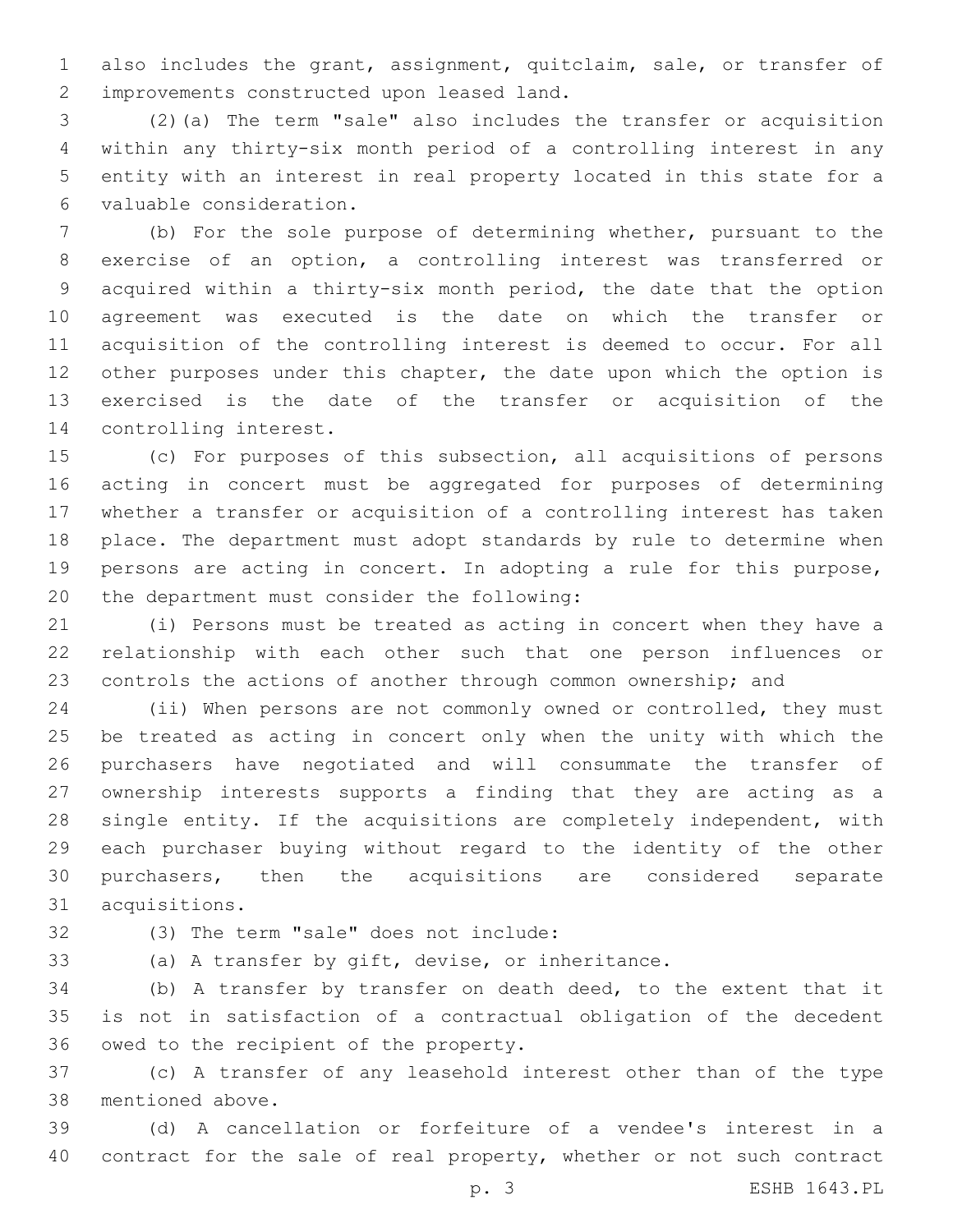also includes the grant, assignment, quitclaim, sale, or transfer of improvements constructed upon leased land.

(2)(a) The term "sale" also includes the transfer or acquisition within any thirty-six month period of a controlling interest in any entity with an interest in real property located in this state for a valuable consideration.

(b) For the sole purpose of determining whether, pursuant to the exercise of an option, a controlling interest was transferred or acquired within a thirty-six month period, the date that the option agreement was executed is the date on which the transfer or acquisition of the controlling interest is deemed to occur. For all other purposes under this chapter, the date upon which the option is exercised is the date of the transfer or acquisition of the controlling interest.

(c) For purposes of this subsection, all acquisitions of persons acting in concert must be aggregated for purposes of determining whether a transfer or acquisition of a controlling interest has taken place. The department must adopt standards by rule to determine when persons are acting in concert. In adopting a rule for this purpose, the department must consider the following:

(i) Persons must be treated as acting in concert when they have a relationship with each other such that one person influences or controls the actions of another through common ownership; and

(ii) When persons are not commonly owned or controlled, they must be treated as acting in concert only when the unity with which the purchasers have negotiated and will consummate the transfer of ownership interests supports a finding that they are acting as a single entity. If the acquisitions are completely independent, with each purchaser buying without regard to the identity of the other purchasers, then the acquisitions are considered separate acquisitions.

(3) The term "sale" does not include:

(a) A transfer by gift, devise, or inheritance.

(b) A transfer by transfer on death deed, to the extent that it is not in satisfaction of a contractual obligation of the decedent owed to the recipient of the property.

(c) A transfer of any leasehold interest other than of the type mentioned above.

(d) A cancellation or forfeiture of a vendee's interest in a contract for the sale of real property, whether or not such contract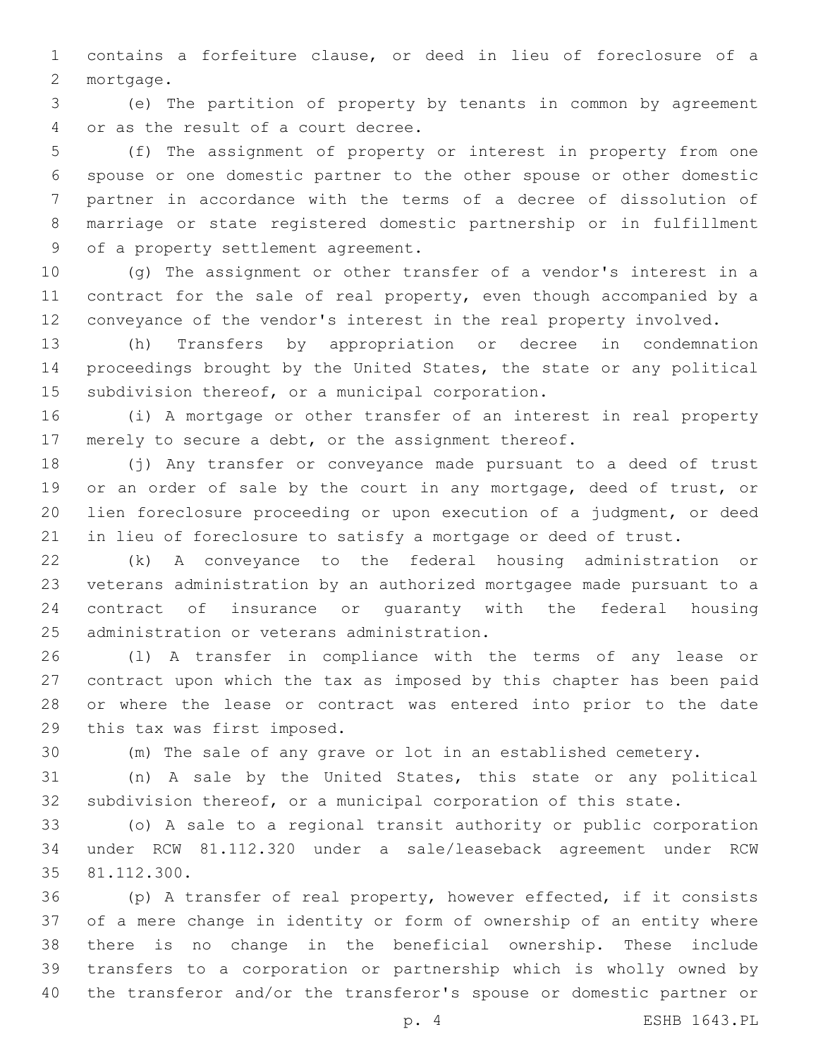contains a forfeiture clause, or deed in lieu of foreclosure of a mortgage.

(e) The partition of property by tenants in common by agreement or as the result of a court decree.

(f) The assignment of property or interest in property from one spouse or one domestic partner to the other spouse or other domestic partner in accordance with the terms of a decree of dissolution of marriage or state registered domestic partnership or in fulfillment of a property settlement agreement.

(g) The assignment or other transfer of a vendor's interest in a contract for the sale of real property, even though accompanied by a conveyance of the vendor's interest in the real property involved.

(h) Transfers by appropriation or decree in condemnation proceedings brought by the United States, the state or any political subdivision thereof, or a municipal corporation.

(i) A mortgage or other transfer of an interest in real property merely to secure a debt, or the assignment thereof.

(j) Any transfer or conveyance made pursuant to a deed of trust or an order of sale by the court in any mortgage, deed of trust, or lien foreclosure proceeding or upon execution of a judgment, or deed in lieu of foreclosure to satisfy a mortgage or deed of trust.

(k) A conveyance to the federal housing administration or veterans administration by an authorized mortgagee made pursuant to a contract of insurance or guaranty with the federal housing administration or veterans administration.

(l) A transfer in compliance with the terms of any lease or contract upon which the tax as imposed by this chapter has been paid or where the lease or contract was entered into prior to the date this tax was first imposed.

(m) The sale of any grave or lot in an established cemetery.

(n) A sale by the United States, this state or any political subdivision thereof, or a municipal corporation of this state.

(o) A sale to a regional transit authority or public corporation under RCW 81.112.320 under a sale/leaseback agreement under RCW 81.112.300.

(p) A transfer of real property, however effected, if it consists of a mere change in identity or form of ownership of an entity where there is no change in the beneficial ownership. These include transfers to a corporation or partnership which is wholly owned by the transferor and/or the transferor's spouse or domestic partner or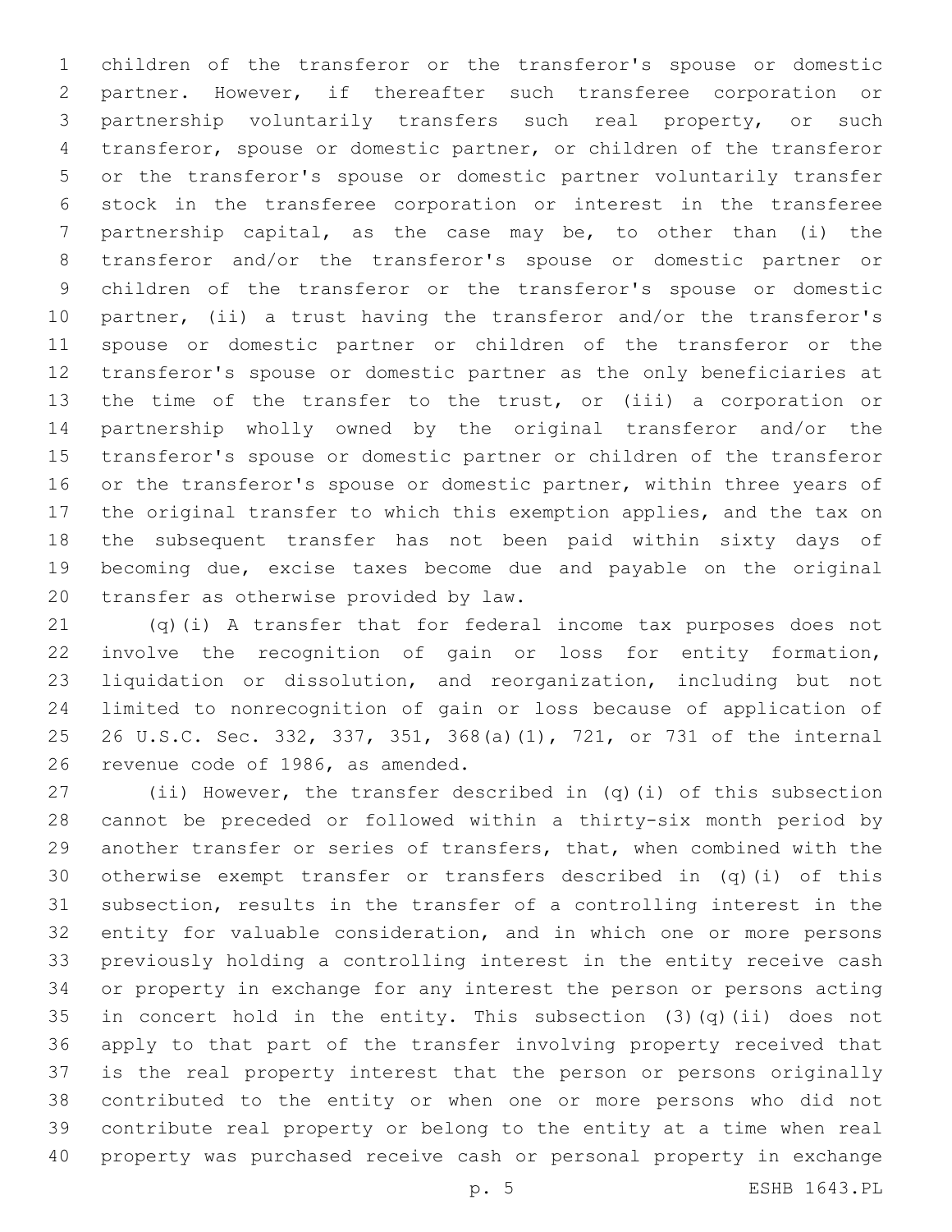children of the transferor or the transferor's spouse or domestic partner. However, if thereafter such transferee corporation or partnership voluntarily transfers such real property, or such transferor, spouse or domestic partner, or children of the transferor or the transferor's spouse or domestic partner voluntarily transfer stock in the transferee corporation or interest in the transferee partnership capital, as the case may be, to other than (i) the transferor and/or the transferor's spouse or domestic partner or children of the transferor or the transferor's spouse or domestic partner, (ii) a trust having the transferor and/or the transferor's spouse or domestic partner or children of the transferor or the transferor's spouse or domestic partner as the only beneficiaries at the time of the transfer to the trust, or (iii) a corporation or partnership wholly owned by the original transferor and/or the transferor's spouse or domestic partner or children of the transferor or the transferor's spouse or domestic partner, within three years of the original transfer to which this exemption applies, and the tax on the subsequent transfer has not been paid within sixty days of becoming due, excise taxes become due and payable on the original transfer as otherwise provided by law.

(q)(i) A transfer that for federal income tax purposes does not involve the recognition of gain or loss for entity formation, liquidation or dissolution, and reorganization, including but not limited to nonrecognition of gain or loss because of application of 26 U.S.C. Sec. 332, 337, 351, 368(a)(1), 721, or 731 of the internal revenue code of 1986, as amended.

(ii) However, the transfer described in (q)(i) of this subsection cannot be preceded or followed within a thirty-six month period by another transfer or series of transfers, that, when combined with the otherwise exempt transfer or transfers described in (q)(i) of this subsection, results in the transfer of a controlling interest in the entity for valuable consideration, and in which one or more persons previously holding a controlling interest in the entity receive cash or property in exchange for any interest the person or persons acting in concert hold in the entity. This subsection (3)(q)(ii) does not apply to that part of the transfer involving property received that is the real property interest that the person or persons originally contributed to the entity or when one or more persons who did not contribute real property or belong to the entity at a time when real property was purchased receive cash or personal property in exchange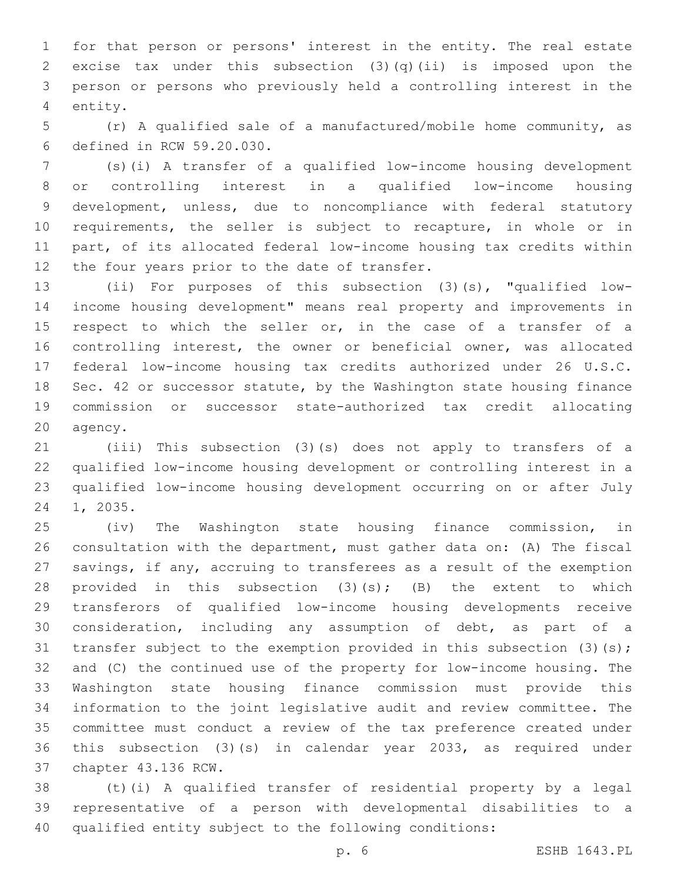for that person or persons' interest in the entity. The real estate excise tax under this subsection (3)(q)(ii) is imposed upon the person or persons who previously held a controlling interest in the entity.

(r) A qualified sale of a manufactured/mobile home community, as defined in RCW 59.20.030.

(s)(i) A transfer of a qualified low-income housing development or controlling interest in a qualified low-income housing development, unless, due to noncompliance with federal statutory requirements, the seller is subject to recapture, in whole or in part, of its allocated federal low-income housing tax credits within the four years prior to the date of transfer.

(ii) For purposes of this subsection (3)(s), "qualified low-income housing development" means real property and improvements in respect to which the seller or, in the case of a transfer of a controlling interest, the owner or beneficial owner, was allocated federal low-income housing tax credits authorized under 26 U.S.C. Sec. 42 or successor statute, by the Washington state housing finance commission or successor state-authorized tax credit allocating agency.

(iii) This subsection (3)(s) does not apply to transfers of a qualified low-income housing development or controlling interest in a qualified low-income housing development occurring on or after July 1, 2035.

(iv) The Washington state housing finance commission, in consultation with the department, must gather data on: (A) The fiscal savings, if any, accruing to transferees as a result of the exemption provided in this subsection (3)(s); (B) the extent to which transferors of qualified low-income housing developments receive consideration, including any assumption of debt, as part of a transfer subject to the exemption provided in this subsection (3)(s); and (C) the continued use of the property for low-income housing. The Washington state housing finance commission must provide this information to the joint legislative audit and review committee. The committee must conduct a review of the tax preference created under this subsection (3)(s) in calendar year 2033, as required under chapter 43.136 RCW.

(t)(i) A qualified transfer of residential property by a legal representative of a person with developmental disabilities to a qualified entity subject to the following conditions: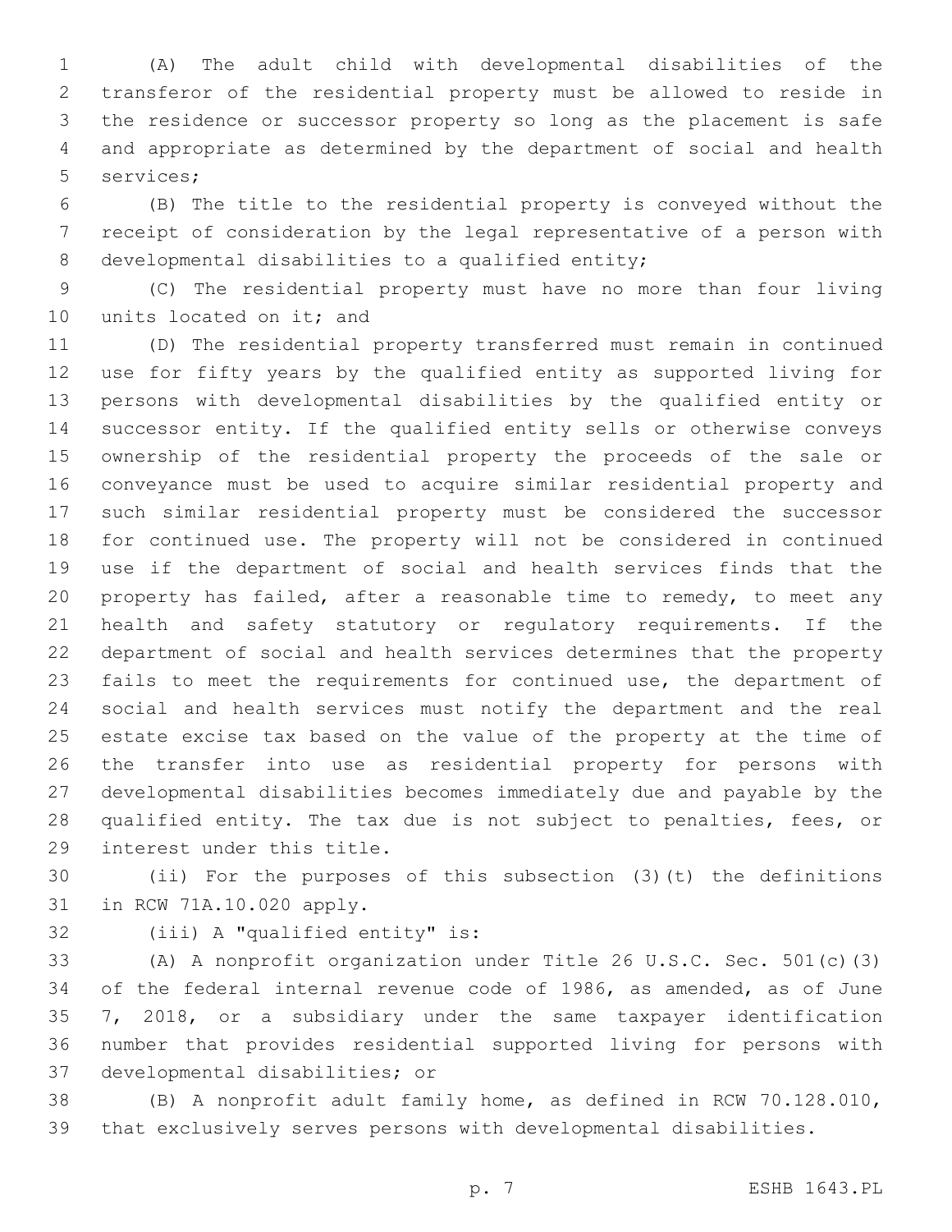(A) The adult child with developmental disabilities of the transferor of the residential property must be allowed to reside in the residence or successor property so long as the placement is safe and appropriate as determined by the department of social and health services;

(B) The title to the residential property is conveyed without the receipt of consideration by the legal representative of a person with developmental disabilities to a qualified entity;

(C) The residential property must have no more than four living units located on it; and

(D) The residential property transferred must remain in continued use for fifty years by the qualified entity as supported living for persons with developmental disabilities by the qualified entity or successor entity. If the qualified entity sells or otherwise conveys ownership of the residential property the proceeds of the sale or conveyance must be used to acquire similar residential property and such similar residential property must be considered the successor for continued use. The property will not be considered in continued use if the department of social and health services finds that the property has failed, after a reasonable time to remedy, to meet any health and safety statutory or regulatory requirements. If the department of social and health services determines that the property fails to meet the requirements for continued use, the department of social and health services must notify the department and the real estate excise tax based on the value of the property at the time of the transfer into use as residential property for persons with developmental disabilities becomes immediately due and payable by the qualified entity. The tax due is not subject to penalties, fees, or interest under this title.

(ii) For the purposes of this subsection (3)(t) the definitions in RCW 71A.10.020 apply.

(iii) A "qualified entity" is:

(A) A nonprofit organization under Title 26 U.S.C. Sec. 501(c)(3) of the federal internal revenue code of 1986, as amended, as of June 7, 2018, or a subsidiary under the same taxpayer identification number that provides residential supported living for persons with developmental disabilities; or

(B) A nonprofit adult family home, as defined in RCW 70.128.010, that exclusively serves persons with developmental disabilities.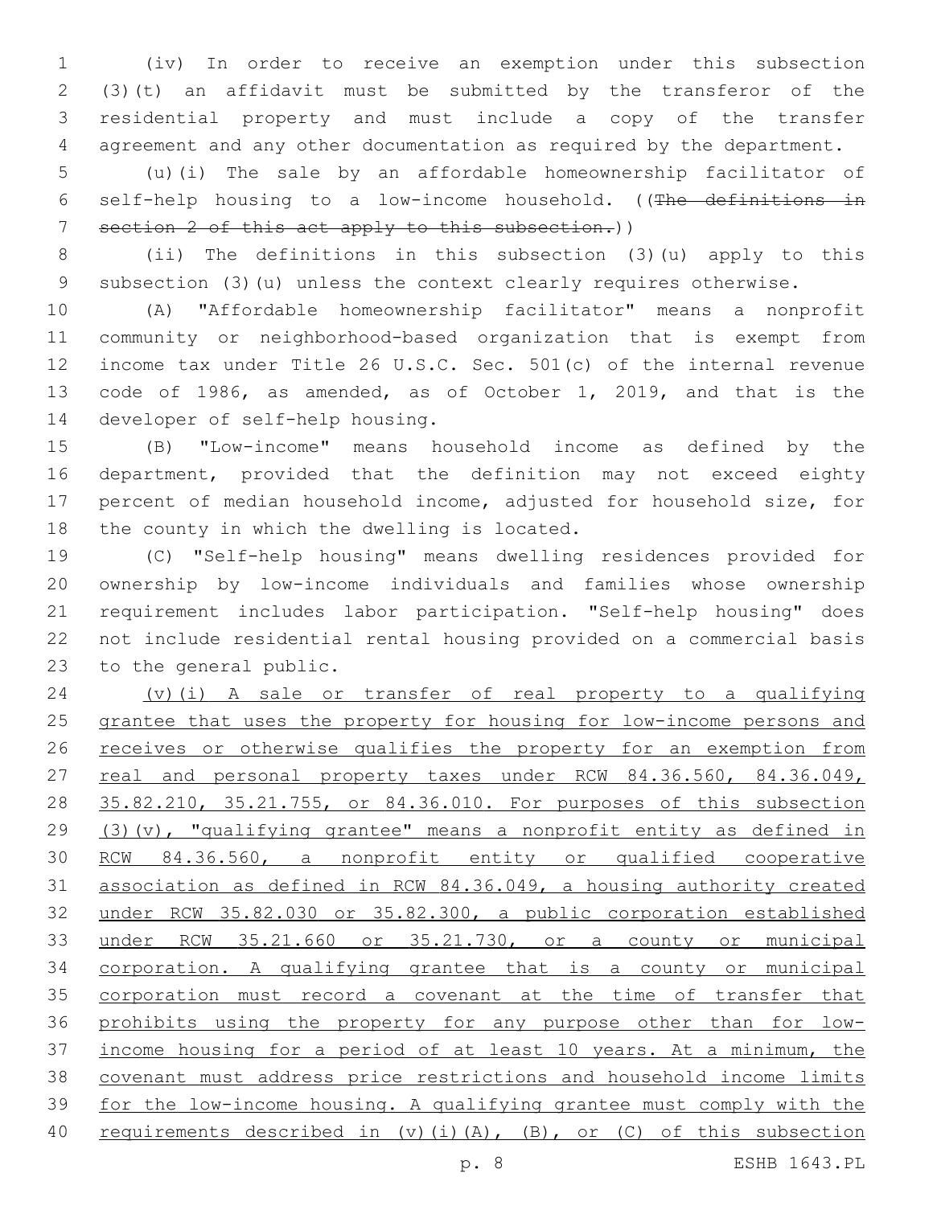(iv) In order to receive an exemption under this subsection (3)(t) an affidavit must be submitted by the transferor of the residential property and must include a copy of the transfer agreement and any other documentation as required by the department.

(u)(i) The sale by an affordable homeownership facilitator of self-help housing to a low-income household. ((~~The definitions in section 2 of this act apply to this subsection.~~))

(ii) The definitions in this subsection (3)(u) apply to this subsection (3)(u) unless the context clearly requires otherwise.

(A) "Affordable homeownership facilitator" means a nonprofit community or neighborhood-based organization that is exempt from income tax under Title 26 U.S.C. Sec. 501(c) of the internal revenue code of 1986, as amended, as of October 1, 2019, and that is the developer of self-help housing.

(B) "Low-income" means household income as defined by the department, provided that the definition may not exceed eighty percent of median household income, adjusted for household size, for the county in which the dwelling is located.

(C) "Self-help housing" means dwelling residences provided for ownership by low-income individuals and families whose ownership requirement includes labor participation. "Self-help housing" does not include residential rental housing provided on a commercial basis to the general public.

<u>(v)(i) A sale or transfer of real property to a qualifying grantee that uses the property for housing for low-income persons and receives or otherwise qualifies the property for an exemption from real and personal property taxes under RCW 84.36.560, 84.36.049, 35.82.210, 35.21.755, or 84.36.010. For purposes of this subsection (3)(v), "qualifying grantee" means a nonprofit entity as defined in RCW 84.36.560, a nonprofit entity or qualified cooperative association as defined in RCW 84.36.049, a housing authority created under RCW 35.82.030 or 35.82.300, a public corporation established under RCW 35.21.660 or 35.21.730, or a county or municipal corporation. A qualifying grantee that is a county or municipal corporation must record a covenant at the time of transfer that prohibits using the property for any purpose other than for low-income housing for a period of at least 10 years. At a minimum, the covenant must address price restrictions and household income limits for the low-income housing. A qualifying grantee must comply with the requirements described in (v)(i)(A), (B), or (C) of this subsection</u>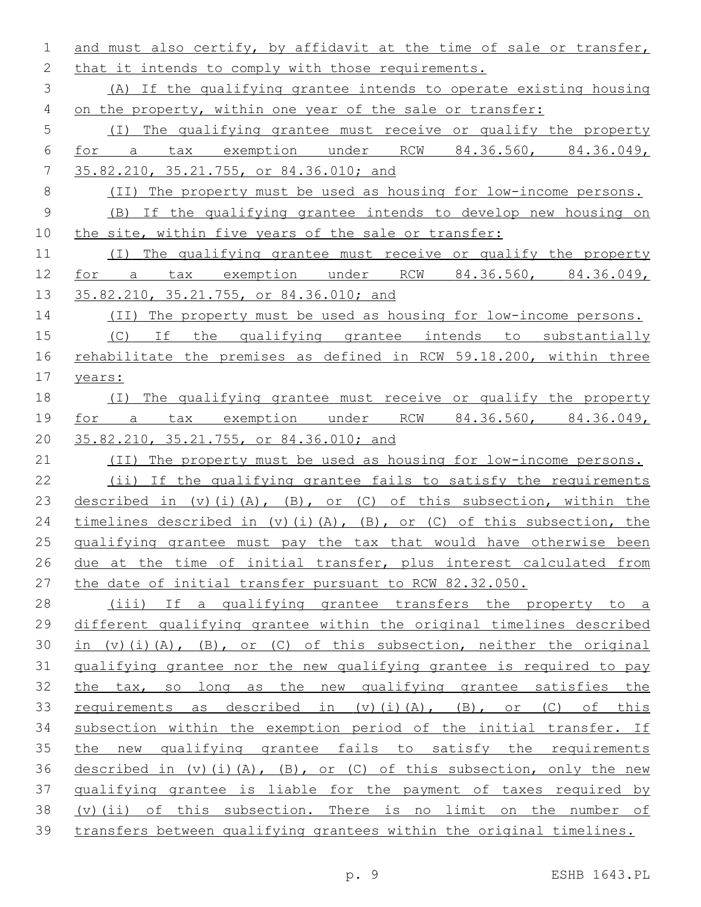and must also certify, by affidavit at the time of sale or transfer, that it intends to comply with those requirements.

(A) If the qualifying grantee intends to operate existing housing on the property, within one year of the sale or transfer:

(I) The qualifying grantee must receive or qualify the property for a tax exemption under RCW 84.36.560, 84.36.049, 35.82.210, 35.21.755, or 84.36.010; and

(II) The property must be used as housing for low-income persons.

(B) If the qualifying grantee intends to develop new housing on the site, within five years of the sale or transfer:

(I) The qualifying grantee must receive or qualify the property for a tax exemption under RCW 84.36.560, 84.36.049, 35.82.210, 35.21.755, or 84.36.010; and

(II) The property must be used as housing for low-income persons.

(C) If the qualifying grantee intends to substantially rehabilitate the premises as defined in RCW 59.18.200, within three years:

(I) The qualifying grantee must receive or qualify the property for a tax exemption under RCW 84.36.560, 84.36.049, 35.82.210, 35.21.755, or 84.36.010; and

(II) The property must be used as housing for low-income persons.

(ii) If the qualifying grantee fails to satisfy the requirements described in (v)(i)(A), (B), or (C) of this subsection, within the timelines described in (v)(i)(A), (B), or (C) of this subsection, the qualifying grantee must pay the tax that would have otherwise been due at the time of initial transfer, plus interest calculated from the date of initial transfer pursuant to RCW 82.32.050.

(iii) If a qualifying grantee transfers the property to a different qualifying grantee within the original timelines described in (v)(i)(A), (B), or (C) of this subsection, neither the original qualifying grantee nor the new qualifying grantee is required to pay the tax, so long as the new qualifying grantee satisfies the requirements as described in (v)(i)(A), (B), or (C) of this subsection within the exemption period of the initial transfer. If the new qualifying grantee fails to satisfy the requirements described in (v)(i)(A), (B), or (C) of this subsection, only the new qualifying grantee is liable for the payment of taxes required by (v)(ii) of this subsection. There is no limit on the number of transfers between qualifying grantees within the original timelines.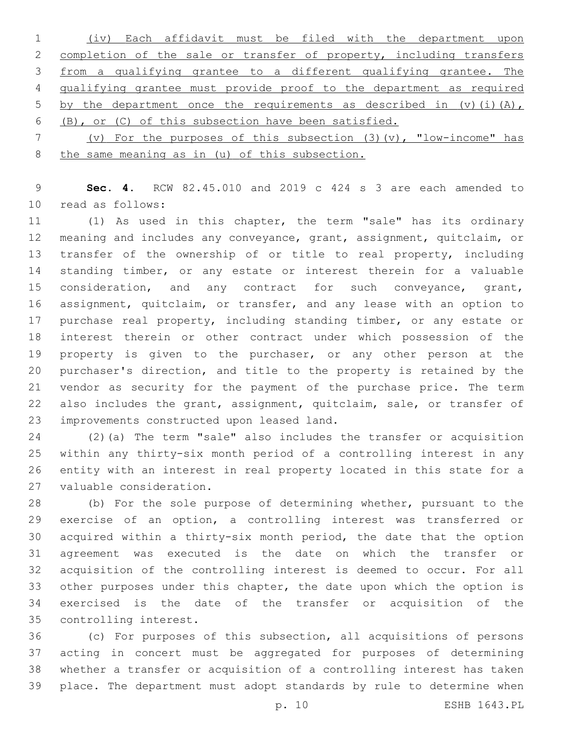(iv) Each affidavit must be filed with the department upon completion of the sale or transfer of property, including transfers from a qualifying grantee to a different qualifying grantee. The qualifying grantee must provide proof to the department as required by the department once the requirements as described in (v)(i)(A), (B), or (C) of this subsection have been satisfied.

(v) For the purposes of this subsection (3)(v), "low-income" has the same meaning as in (u) of this subsection.

**Sec. 4.** RCW 82.45.010 and 2019 c 424 s 3 are each amended to read as follows:

(1) As used in this chapter, the term "sale" has its ordinary meaning and includes any conveyance, grant, assignment, quitclaim, or transfer of the ownership of or title to real property, including standing timber, or any estate or interest therein for a valuable consideration, and any contract for such conveyance, grant, assignment, quitclaim, or transfer, and any lease with an option to purchase real property, including standing timber, or any estate or interest therein or other contract under which possession of the property is given to the purchaser, or any other person at the purchaser's direction, and title to the property is retained by the vendor as security for the payment of the purchase price. The term also includes the grant, assignment, quitclaim, sale, or transfer of improvements constructed upon leased land.

(2)(a) The term "sale" also includes the transfer or acquisition within any thirty-six month period of a controlling interest in any entity with an interest in real property located in this state for a valuable consideration.

(b) For the sole purpose of determining whether, pursuant to the exercise of an option, a controlling interest was transferred or acquired within a thirty-six month period, the date that the option agreement was executed is the date on which the transfer or acquisition of the controlling interest is deemed to occur. For all other purposes under this chapter, the date upon which the option is exercised is the date of the transfer or acquisition of the controlling interest.

(c) For purposes of this subsection, all acquisitions of persons acting in concert must be aggregated for purposes of determining whether a transfer or acquisition of a controlling interest has taken place. The department must adopt standards by rule to determine when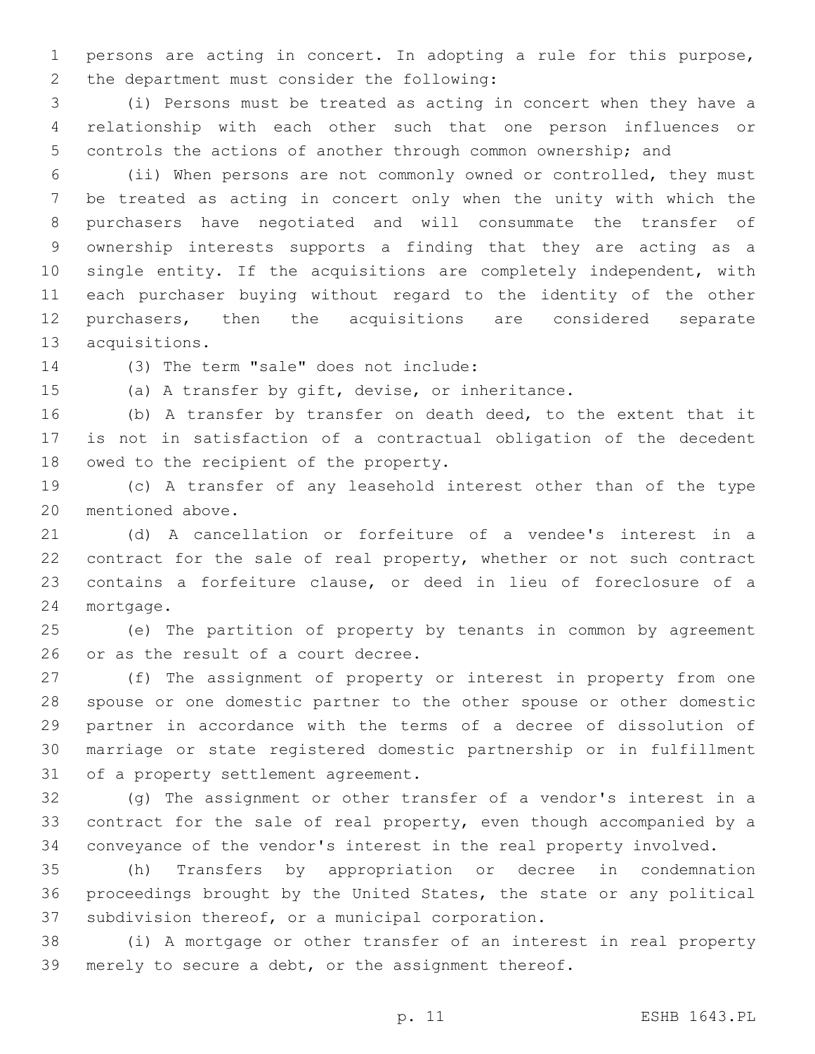persons are acting in concert. In adopting a rule for this purpose, the department must consider the following:

(i) Persons must be treated as acting in concert when they have a relationship with each other such that one person influences or controls the actions of another through common ownership; and

(ii) When persons are not commonly owned or controlled, they must be treated as acting in concert only when the unity with which the purchasers have negotiated and will consummate the transfer of ownership interests supports a finding that they are acting as a single entity. If the acquisitions are completely independent, with each purchaser buying without regard to the identity of the other purchasers, then the acquisitions are considered separate acquisitions.

(3) The term "sale" does not include:

(a) A transfer by gift, devise, or inheritance.

(b) A transfer by transfer on death deed, to the extent that it is not in satisfaction of a contractual obligation of the decedent owed to the recipient of the property.

(c) A transfer of any leasehold interest other than of the type mentioned above.

(d) A cancellation or forfeiture of a vendee's interest in a contract for the sale of real property, whether or not such contract contains a forfeiture clause, or deed in lieu of foreclosure of a mortgage.

(e) The partition of property by tenants in common by agreement or as the result of a court decree.

(f) The assignment of property or interest in property from one spouse or one domestic partner to the other spouse or other domestic partner in accordance with the terms of a decree of dissolution of marriage or state registered domestic partnership or in fulfillment of a property settlement agreement.

(g) The assignment or other transfer of a vendor's interest in a contract for the sale of real property, even though accompanied by a conveyance of the vendor's interest in the real property involved.

(h) Transfers by appropriation or decree in condemnation proceedings brought by the United States, the state or any political subdivision thereof, or a municipal corporation.

(i) A mortgage or other transfer of an interest in real property merely to secure a debt, or the assignment thereof.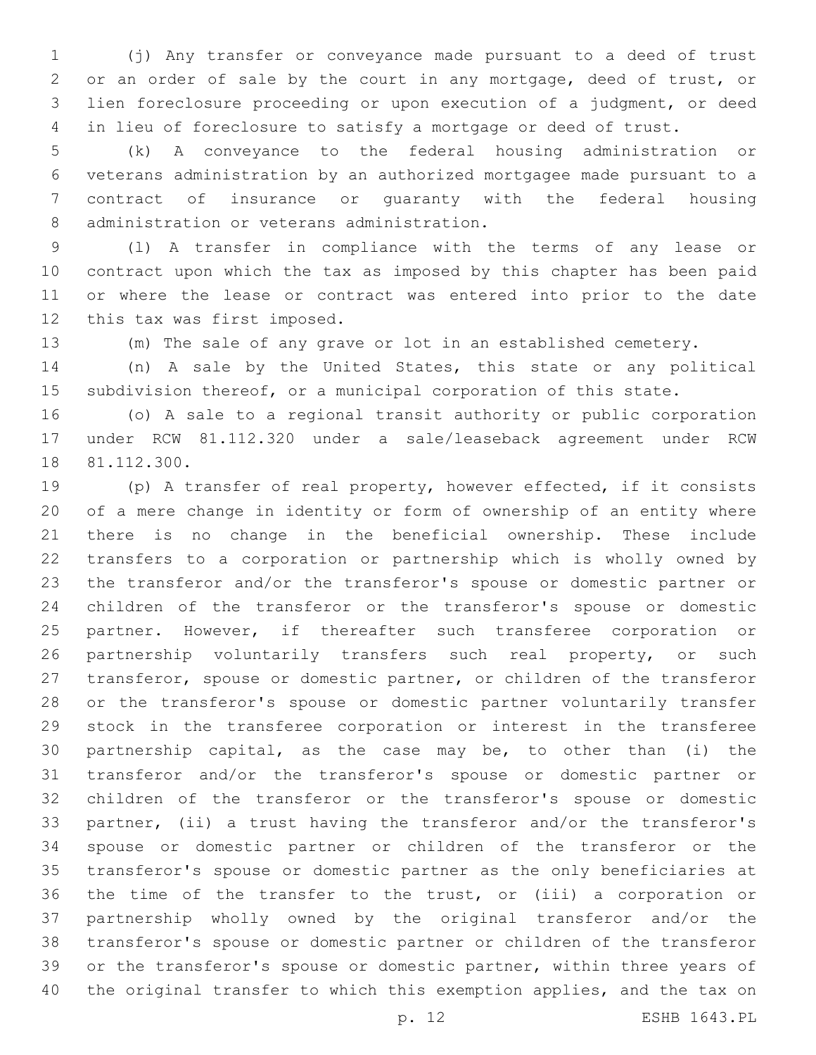(j) Any transfer or conveyance made pursuant to a deed of trust or an order of sale by the court in any mortgage, deed of trust, or lien foreclosure proceeding or upon execution of a judgment, or deed in lieu of foreclosure to satisfy a mortgage or deed of trust.

(k) A conveyance to the federal housing administration or veterans administration by an authorized mortgagee made pursuant to a contract of insurance or guaranty with the federal housing administration or veterans administration.

(l) A transfer in compliance with the terms of any lease or contract upon which the tax as imposed by this chapter has been paid or where the lease or contract was entered into prior to the date this tax was first imposed.

(m) The sale of any grave or lot in an established cemetery.

(n) A sale by the United States, this state or any political subdivision thereof, or a municipal corporation of this state.

(o) A sale to a regional transit authority or public corporation under RCW 81.112.320 under a sale/leaseback agreement under RCW 81.112.300.

(p) A transfer of real property, however effected, if it consists of a mere change in identity or form of ownership of an entity where there is no change in the beneficial ownership. These include transfers to a corporation or partnership which is wholly owned by the transferor and/or the transferor's spouse or domestic partner or children of the transferor or the transferor's spouse or domestic partner. However, if thereafter such transferee corporation or partnership voluntarily transfers such real property, or such transferor, spouse or domestic partner, or children of the transferor or the transferor's spouse or domestic partner voluntarily transfer stock in the transferee corporation or interest in the transferee partnership capital, as the case may be, to other than (i) the transferor and/or the transferor's spouse or domestic partner or children of the transferor or the transferor's spouse or domestic partner, (ii) a trust having the transferor and/or the transferor's spouse or domestic partner or children of the transferor or the transferor's spouse or domestic partner as the only beneficiaries at the time of the transfer to the trust, or (iii) a corporation or partnership wholly owned by the original transferor and/or the transferor's spouse or domestic partner or children of the transferor or the transferor's spouse or domestic partner, within three years of the original transfer to which this exemption applies, and the tax on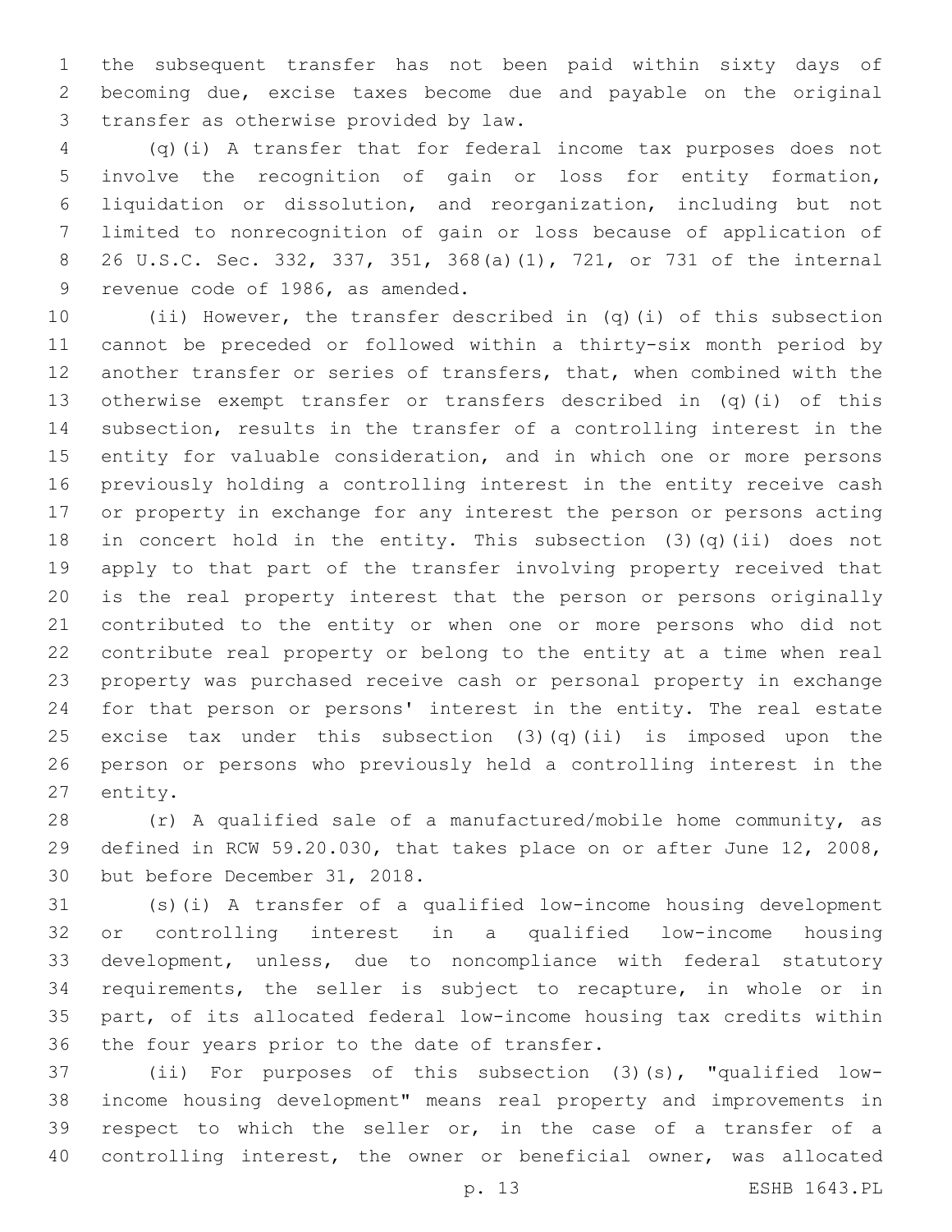the subsequent transfer has not been paid within sixty days of becoming due, excise taxes become due and payable on the original transfer as otherwise provided by law.

(q)(i) A transfer that for federal income tax purposes does not involve the recognition of gain or loss for entity formation, liquidation or dissolution, and reorganization, including but not limited to nonrecognition of gain or loss because of application of 26 U.S.C. Sec. 332, 337, 351, 368(a)(1), 721, or 731 of the internal revenue code of 1986, as amended.

(ii) However, the transfer described in (q)(i) of this subsection cannot be preceded or followed within a thirty-six month period by another transfer or series of transfers, that, when combined with the otherwise exempt transfer or transfers described in (q)(i) of this subsection, results in the transfer of a controlling interest in the entity for valuable consideration, and in which one or more persons previously holding a controlling interest in the entity receive cash or property in exchange for any interest the person or persons acting in concert hold in the entity. This subsection (3)(q)(ii) does not apply to that part of the transfer involving property received that is the real property interest that the person or persons originally contributed to the entity or when one or more persons who did not contribute real property or belong to the entity at a time when real property was purchased receive cash or personal property in exchange for that person or persons' interest in the entity. The real estate excise tax under this subsection (3)(q)(ii) is imposed upon the person or persons who previously held a controlling interest in the entity.

(r) A qualified sale of a manufactured/mobile home community, as defined in RCW 59.20.030, that takes place on or after June 12, 2008, but before December 31, 2018.

(s)(i) A transfer of a qualified low-income housing development or controlling interest in a qualified low-income housing development, unless, due to noncompliance with federal statutory requirements, the seller is subject to recapture, in whole or in part, of its allocated federal low-income housing tax credits within the four years prior to the date of transfer.

(ii) For purposes of this subsection (3)(s), "qualified low-income housing development" means real property and improvements in respect to which the seller or, in the case of a transfer of a controlling interest, the owner or beneficial owner, was allocated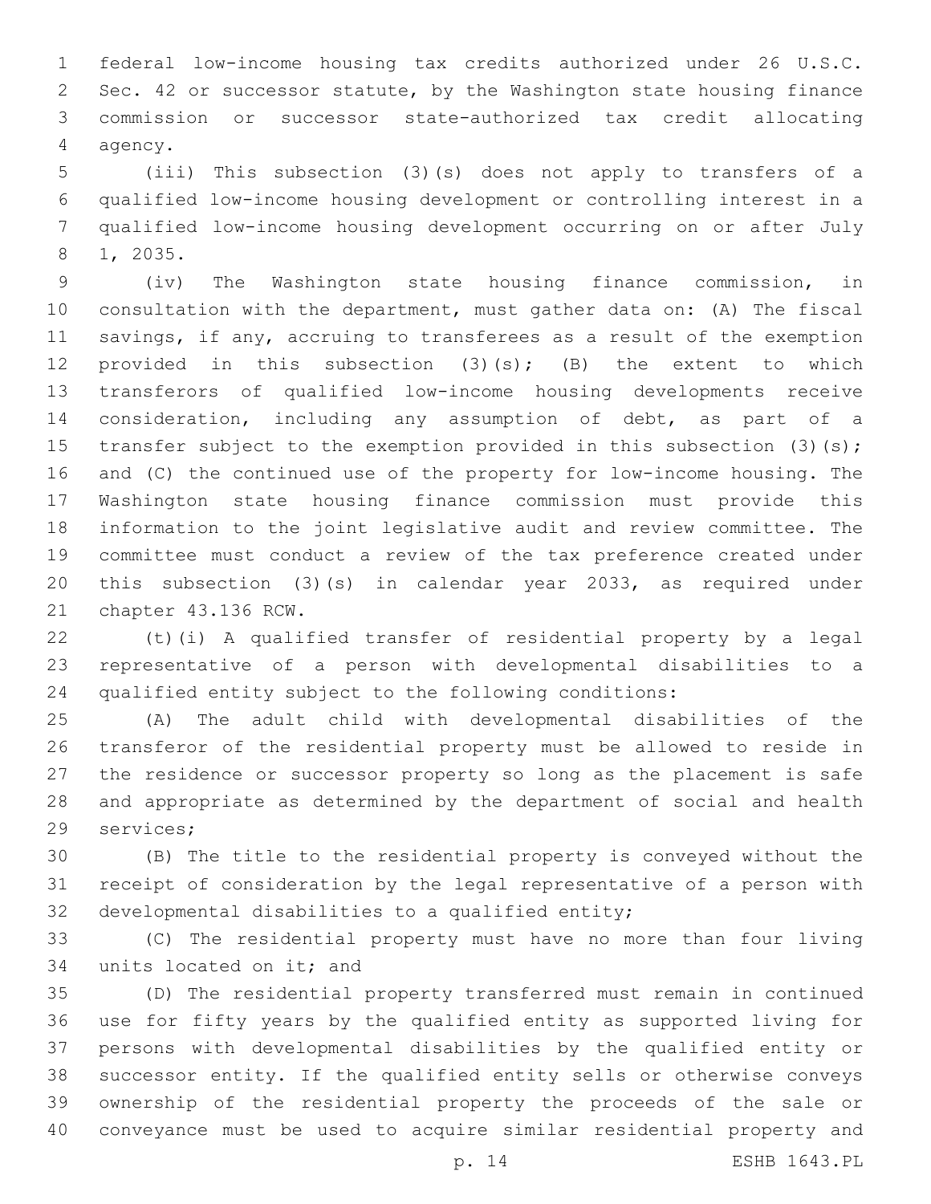federal low-income housing tax credits authorized under 26 U.S.C. Sec. 42 or successor statute, by the Washington state housing finance commission or successor state-authorized tax credit allocating agency.

(iii) This subsection (3)(s) does not apply to transfers of a qualified low-income housing development or controlling interest in a qualified low-income housing development occurring on or after July 1, 2035.

(iv) The Washington state housing finance commission, in consultation with the department, must gather data on: (A) The fiscal savings, if any, accruing to transferees as a result of the exemption provided in this subsection (3)(s); (B) the extent to which transferors of qualified low-income housing developments receive consideration, including any assumption of debt, as part of a transfer subject to the exemption provided in this subsection (3)(s); and (C) the continued use of the property for low-income housing. The Washington state housing finance commission must provide this information to the joint legislative audit and review committee. The committee must conduct a review of the tax preference created under this subsection (3)(s) in calendar year 2033, as required under chapter 43.136 RCW.

(t)(i) A qualified transfer of residential property by a legal representative of a person with developmental disabilities to a qualified entity subject to the following conditions:

(A) The adult child with developmental disabilities of the transferor of the residential property must be allowed to reside in the residence or successor property so long as the placement is safe and appropriate as determined by the department of social and health services;

(B) The title to the residential property is conveyed without the receipt of consideration by the legal representative of a person with developmental disabilities to a qualified entity;

(C) The residential property must have no more than four living units located on it; and

(D) The residential property transferred must remain in continued use for fifty years by the qualified entity as supported living for persons with developmental disabilities by the qualified entity or successor entity. If the qualified entity sells or otherwise conveys ownership of the residential property the proceeds of the sale or conveyance must be used to acquire similar residential property and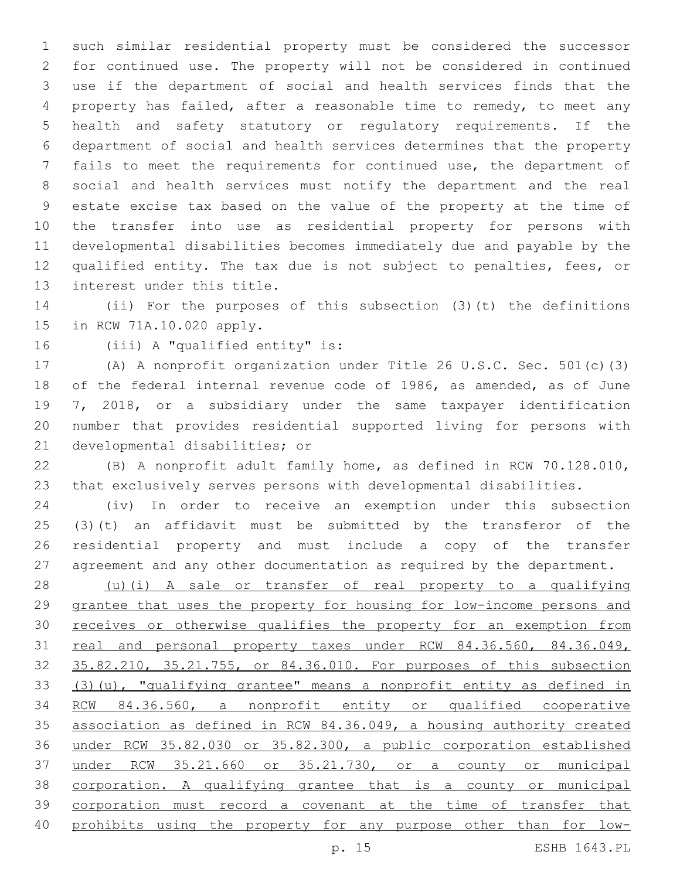such similar residential property must be considered the successor for continued use. The property will not be considered in continued use if the department of social and health services finds that the property has failed, after a reasonable time to remedy, to meet any health and safety statutory or regulatory requirements. If the department of social and health services determines that the property fails to meet the requirements for continued use, the department of social and health services must notify the department and the real estate excise tax based on the value of the property at the time of the transfer into use as residential property for persons with developmental disabilities becomes immediately due and payable by the qualified entity. The tax due is not subject to penalties, fees, or interest under this title.

(ii) For the purposes of this subsection (3)(t) the definitions in RCW 71A.10.020 apply.

(iii) A "qualified entity" is:

(A) A nonprofit organization under Title 26 U.S.C. Sec. 501(c)(3) of the federal internal revenue code of 1986, as amended, as of June 7, 2018, or a subsidiary under the same taxpayer identification number that provides residential supported living for persons with developmental disabilities; or

(B) A nonprofit adult family home, as defined in RCW 70.128.010, that exclusively serves persons with developmental disabilities.

(iv) In order to receive an exemption under this subsection (3)(t) an affidavit must be submitted by the transferor of the residential property and must include a copy of the transfer agreement and any other documentation as required by the department.

<u>(u)(i) A sale or transfer of real property to a qualifying grantee that uses the property for housing for low-income persons and receives or otherwise qualifies the property for an exemption from real and personal property taxes under RCW 84.36.560, 84.36.049, 35.82.210, 35.21.755, or 84.36.010. For purposes of this subsection (3)(u), "qualifying grantee" means a nonprofit entity as defined in RCW 84.36.560, a nonprofit entity or qualified cooperative association as defined in RCW 84.36.049, a housing authority created under RCW 35.82.030 or 35.82.300, a public corporation established under RCW 35.21.660 or 35.21.730, or a county or municipal corporation. A qualifying grantee that is a county or municipal corporation must record a covenant at the time of transfer that prohibits using the property for any purpose other than for low-</u>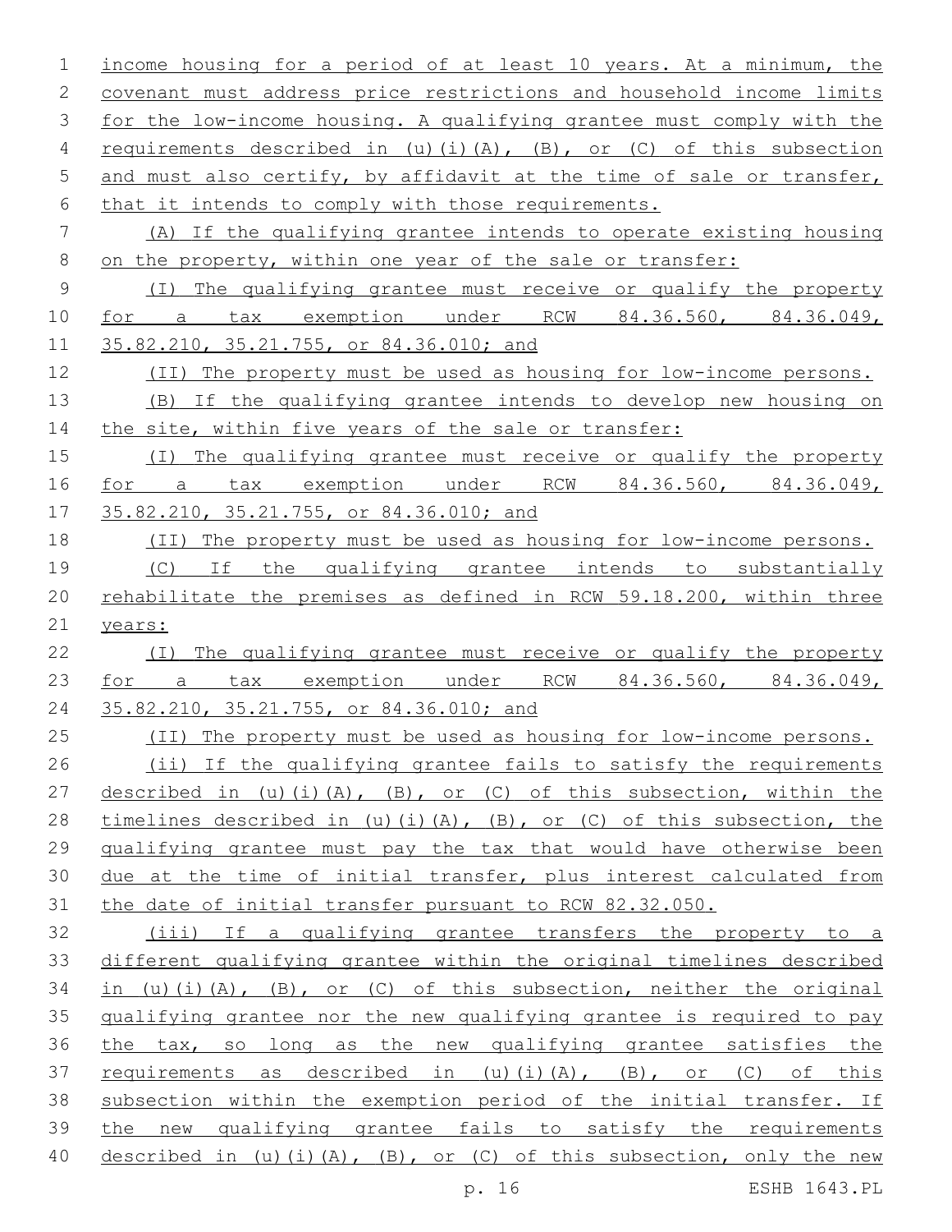income housing for a period of at least 10 years. At a minimum, the covenant must address price restrictions and household income limits for the low-income housing. A qualifying grantee must comply with the requirements described in (u)(i)(A), (B), or (C) of this subsection and must also certify, by affidavit at the time of sale or transfer, that it intends to comply with those requirements.

(A) If the qualifying grantee intends to operate existing housing on the property, within one year of the sale or transfer:

(I) The qualifying grantee must receive or qualify the property for a tax exemption under RCW 84.36.560, 84.36.049, 35.82.210, 35.21.755, or 84.36.010; and

(II) The property must be used as housing for low-income persons.

(B) If the qualifying grantee intends to develop new housing on the site, within five years of the sale or transfer:

(I) The qualifying grantee must receive or qualify the property for a tax exemption under RCW 84.36.560, 84.36.049, 35.82.210, 35.21.755, or 84.36.010; and

(II) The property must be used as housing for low-income persons.

(C) If the qualifying grantee intends to substantially rehabilitate the premises as defined in RCW 59.18.200, within three years:

(I) The qualifying grantee must receive or qualify the property for a tax exemption under RCW 84.36.560, 84.36.049, 35.82.210, 35.21.755, or 84.36.010; and

(II) The property must be used as housing for low-income persons.

(ii) If the qualifying grantee fails to satisfy the requirements described in (u)(i)(A), (B), or (C) of this subsection, within the timelines described in (u)(i)(A), (B), or (C) of this subsection, the qualifying grantee must pay the tax that would have otherwise been due at the time of initial transfer, plus interest calculated from the date of initial transfer pursuant to RCW 82.32.050.

(iii) If a qualifying grantee transfers the property to a different qualifying grantee within the original timelines described in (u)(i)(A), (B), or (C) of this subsection, neither the original qualifying grantee nor the new qualifying grantee is required to pay the tax, so long as the new qualifying grantee satisfies the requirements as described in (u)(i)(A), (B), or (C) of this subsection within the exemption period of the initial transfer. If the new qualifying grantee fails to satisfy the requirements described in (u)(i)(A), (B), or (C) of this subsection, only the new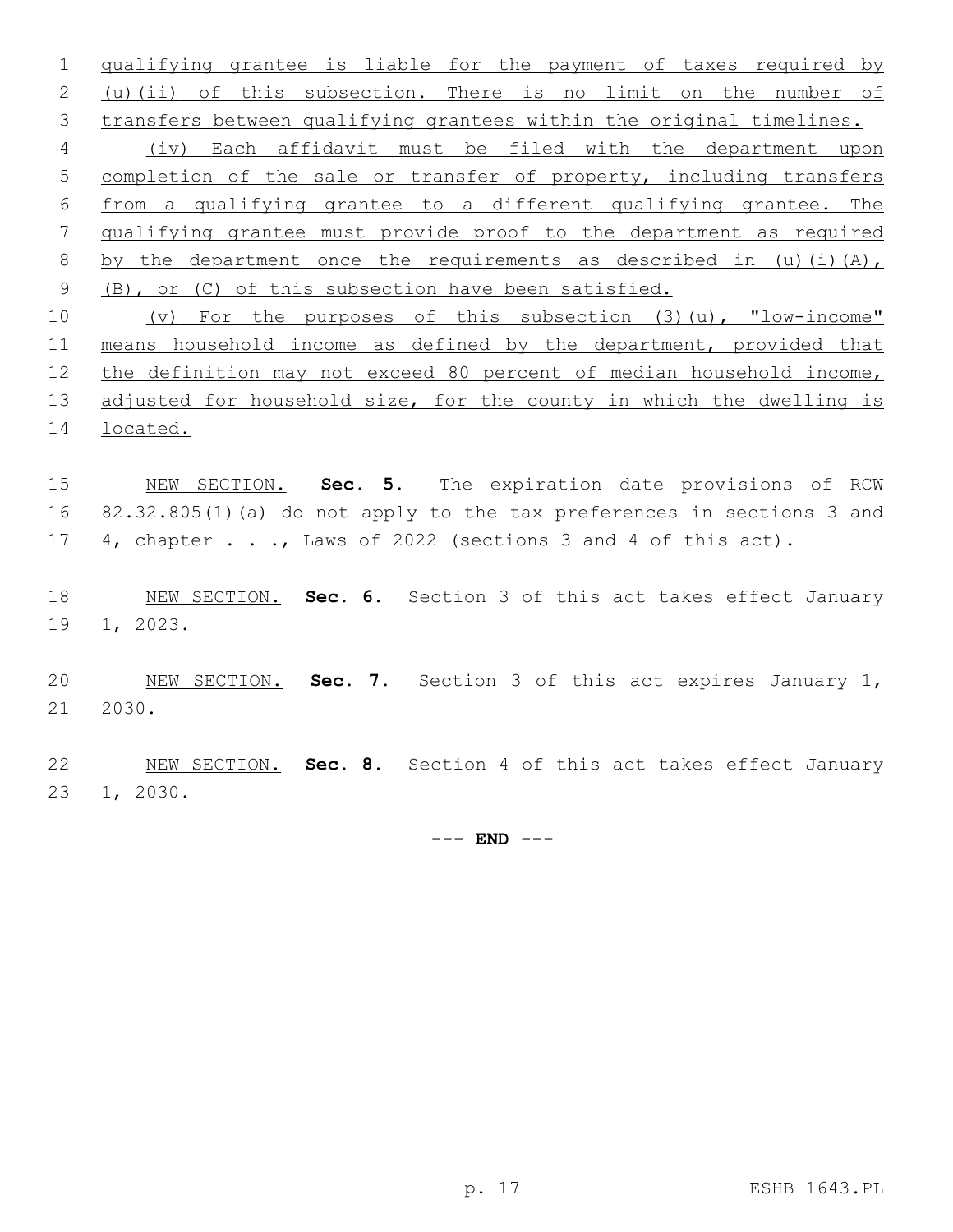qualifying grantee is liable for the payment of taxes required by (u)(ii) of this subsection. There is no limit on the number of transfers between qualifying grantees within the original timelines.

(iv) Each affidavit must be filed with the department upon completion of the sale or transfer of property, including transfers from a qualifying grantee to a different qualifying grantee. The qualifying grantee must provide proof to the department as required by the department once the requirements as described in (u)(i)(A), (B), or (C) of this subsection have been satisfied.

(v) For the purposes of this subsection (3)(u), "low-income" means household income as defined by the department, provided that the definition may not exceed 80 percent of median household income, adjusted for household size, for the county in which the dwelling is located.

NEW SECTION. **Sec. 5.** The expiration date provisions of RCW 82.32.805(1)(a) do not apply to the tax preferences in sections 3 and 4, chapter . . ., Laws of 2022 (sections 3 and 4 of this act).

NEW SECTION. **Sec. 6.** Section 3 of this act takes effect January 1, 2023.

NEW SECTION. **Sec. 7.** Section 3 of this act expires January 1, 2030.

NEW SECTION. **Sec. 8.** Section 4 of this act takes effect January 1, 2030.

**--- END ---**